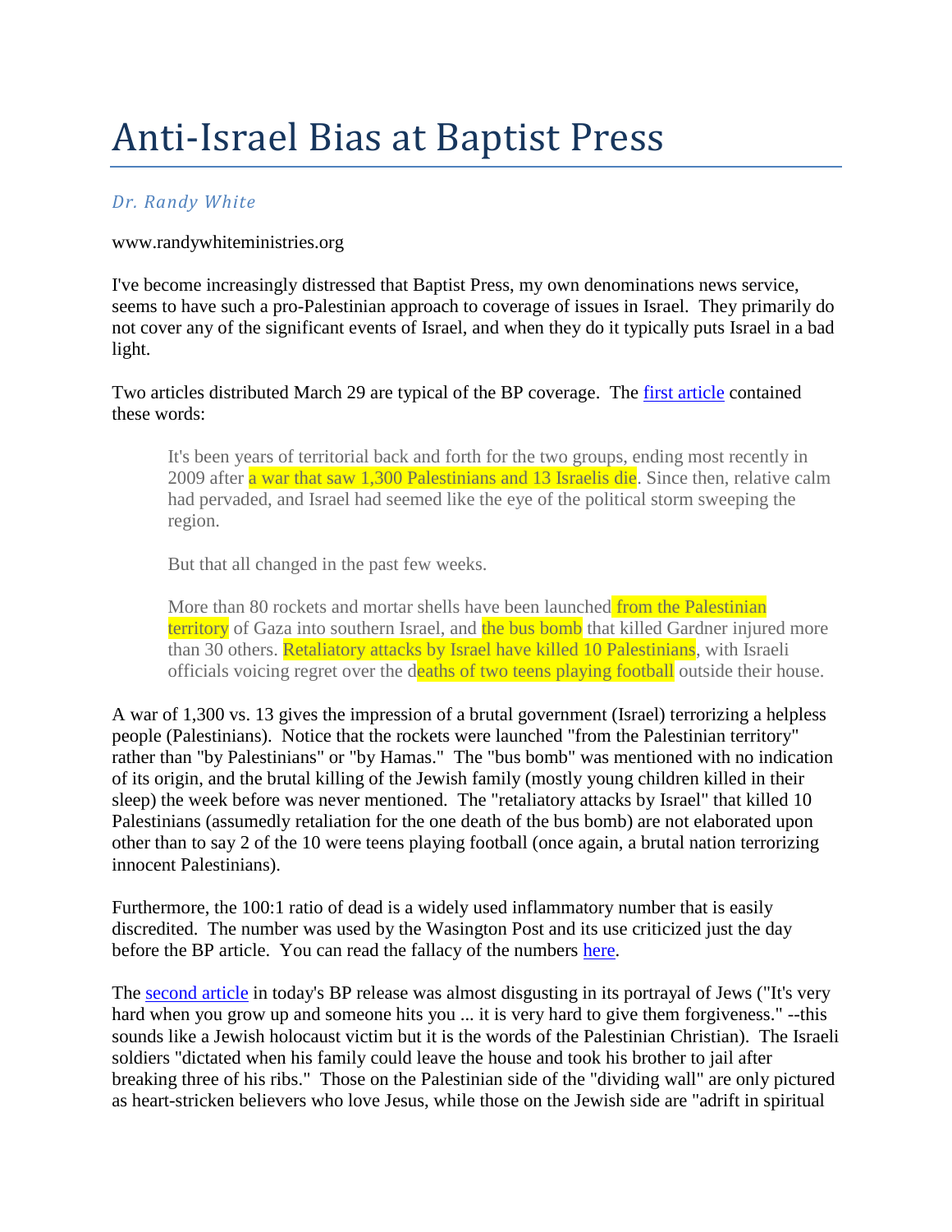# Anti-Israel Bias at Baptist Press

*Dr. Randy White*

www.randywhiteministries.org

I've become increasingly distressed that Baptist Press, my own denominations news service, seems to have such a pro-Palestinian approach to coverage of issues in Israel. They primarily do not cover any of the significant events of Israel, and when they do it typically puts Israel in a bad light.

Two articles distributed March 29 are typical of the BP coverage. The [first article](#) contained these words:

> It's been years of territorial back and forth for the two groups, ending most recently in 2009 after a war that saw 1,300 Palestinians and 13 Israelis die. Since then, relative calm had pervaded, and Israel had seemed like the eye of the political storm sweeping the region.
>
> But that all changed in the past few weeks.
>
> More than 80 rockets and mortar shells have been launched from the Palestinian territory of Gaza into southern Israel, and the bus bomb that killed Gardner injured more than 30 others. Retaliatory attacks by Israel have killed 10 Palestinians, with Israeli officials voicing regret over the deaths of two teens playing football outside their house.

A war of 1,300 vs. 13 gives the impression of a brutal government (Israel) terrorizing a helpless people (Palestinians). Notice that the rockets were launched "from the Palestinian territory" rather than "by Palestinians" or "by Hamas." The "bus bomb" was mentioned with no indication of its origin, and the brutal killing of the Jewish family (mostly young children killed in their sleep) the week before was never mentioned. The "retaliatory attacks by Israel" that killed 10 Palestinians (assumedly retaliation for the one death of the bus bomb) are not elaborated upon other than to say 2 of the 10 were teens playing football (once again, a brutal nation terrorizing innocent Palestinians).

Furthermore, the 100:1 ratio of dead is a widely used inflammatory number that is easily discredited. The number was used by the Wasington Post and its use criticized just the day before the BP article. You can read the fallacy of the numbers [here](#).

The [second article](#) in today's BP release was almost disgusting in its portrayal of Jews ("It's very hard when you grow up and someone hits you ... it is very hard to give them forgiveness." --this sounds like a Jewish holocaust victim but it is the words of the Palestinian Christian). The Israeli soldiers "dictated when his family could leave the house and took his brother to jail after breaking three of his ribs." Those on the Palestinian side of the "dividing wall" are only pictured as heart-stricken believers who love Jesus, while those on the Jewish side are "adrift in spiritual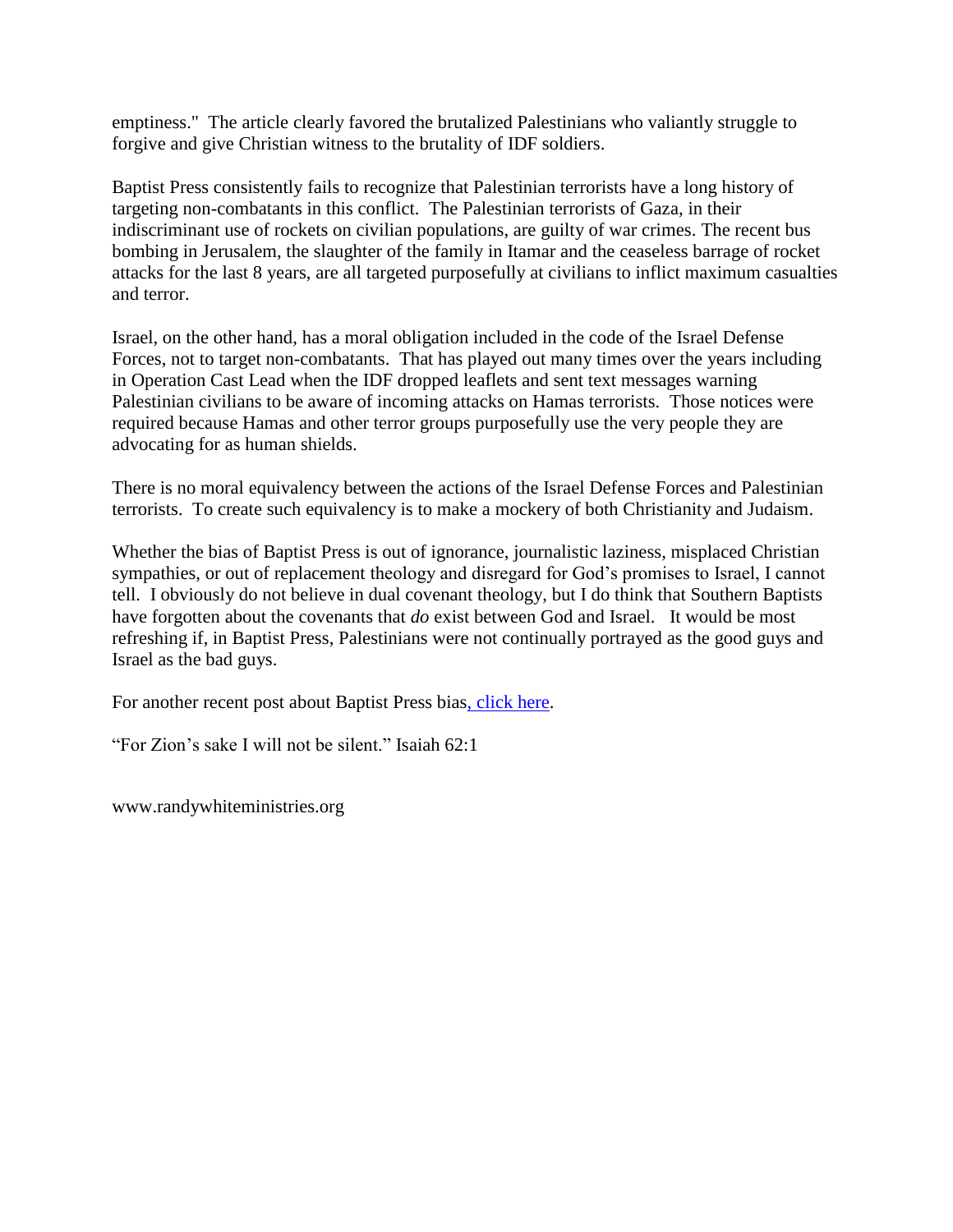emptiness." The article clearly favored the brutalized Palestinians who valiantly struggle to forgive and give Christian witness to the brutality of IDF soldiers.

Baptist Press consistently fails to recognize that Palestinian terrorists have a long history of targeting non-combatants in this conflict. The Palestinian terrorists of Gaza, in their indiscriminant use of rockets on civilian populations, are guilty of war crimes. The recent bus bombing in Jerusalem, the slaughter of the family in Itamar and the ceaseless barrage of rocket attacks for the last 8 years, are all targeted purposefully at civilians to inflict maximum casualties and terror.

Israel, on the other hand, has a moral obligation included in the code of the Israel Defense Forces, not to target non-combatants. That has played out many times over the years including in Operation Cast Lead when the IDF dropped leaflets and sent text messages warning Palestinian civilians to be aware of incoming attacks on Hamas terrorists. Those notices were required because Hamas and other terror groups purposefully use the very people they are advocating for as human shields.

There is no moral equivalency between the actions of the Israel Defense Forces and Palestinian terrorists. To create such equivalency is to make a mockery of both Christianity and Judaism.

Whether the bias of Baptist Press is out of ignorance, journalistic laziness, misplaced Christian sympathies, or out of replacement theology and disregard for God's promises to Israel, I cannot tell. I obviously do not believe in dual covenant theology, but I do think that Southern Baptists have forgotten about the covenants that *do* exist between God and Israel. It would be most refreshing if, in Baptist Press, Palestinians were not continually portrayed as the good guys and Israel as the bad guys.

For another recent post about Baptist Press bias, click here.

"For Zion's sake I will not be silent." Isaiah 62:1

www.randywhiteministries.org